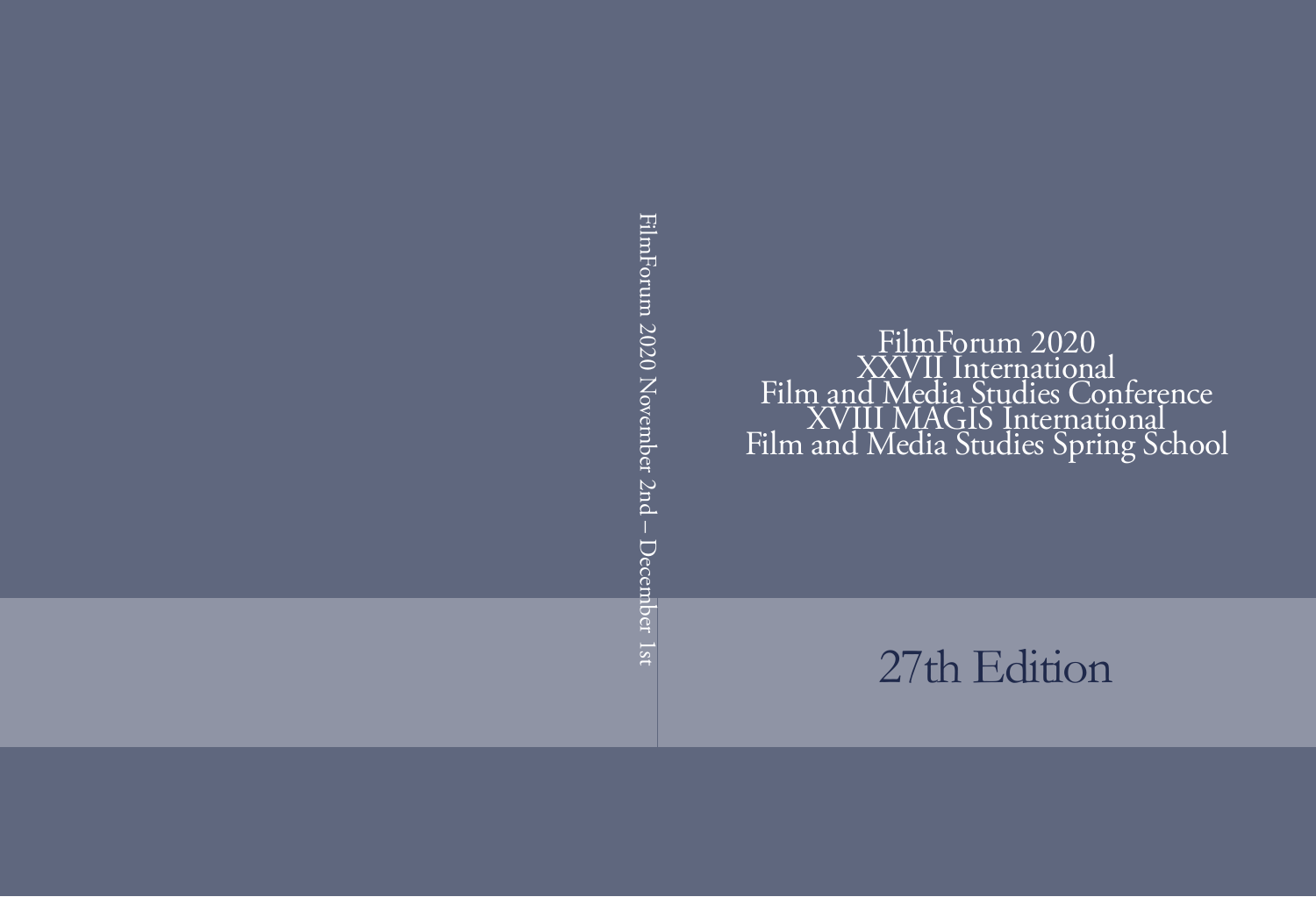FilmForum 2020 November 2nd – December 1st

# FilmForum 2020
# XXVII International
# Film and Media Studies Conference
# XVIII MAGIS International
# Film and Media Studies Spring School

## 27th Edition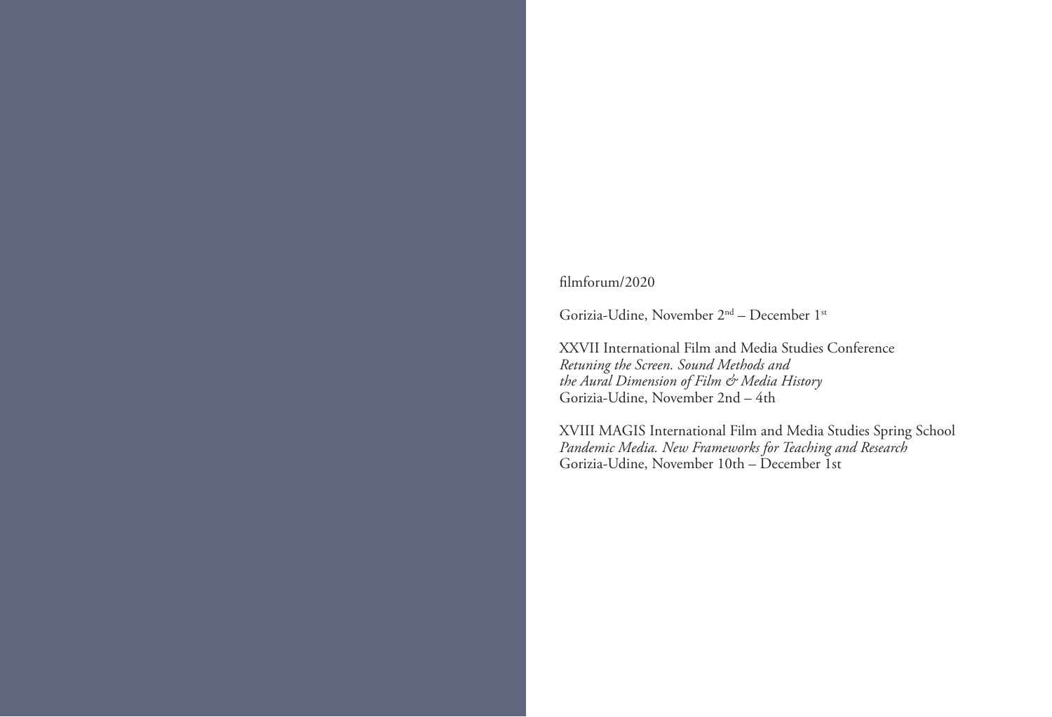filmforum/2020

Gorizia-Udine, November 2nd – December 1st

XXVII International Film and Media Studies Conference
*Retuning the Screen. Sound Methods and the Aural Dimension of Film & Media History*
Gorizia-Udine, November 2nd – 4th

XVIII MAGIS International Film and Media Studies Spring School
*Pandemic Media. New Frameworks for Teaching and Research*
Gorizia-Udine, November 10th – December 1st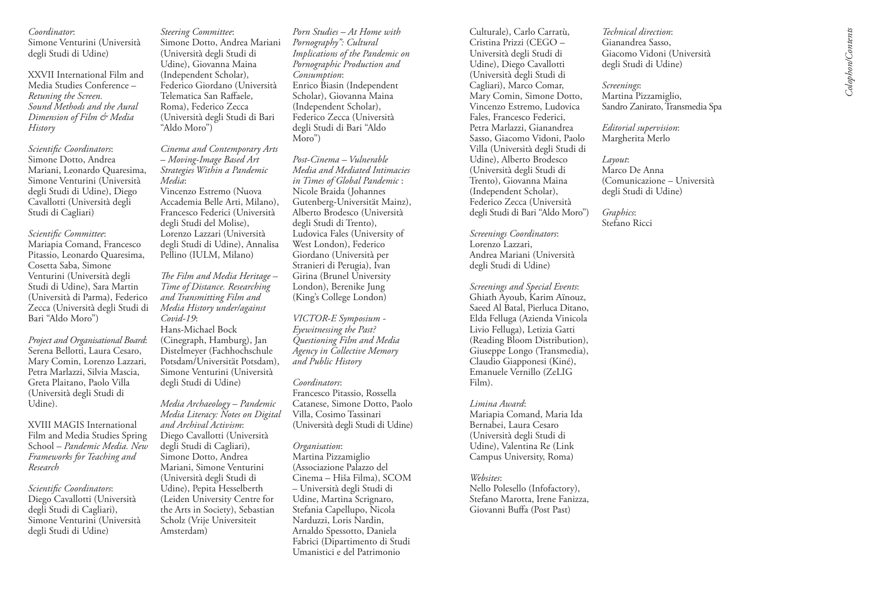*Coordinator*:
Simone Venturini (Università degli Studi di Udine)

XXVII International Film and Media Studies Conference – *Retuning the Screen. Sound Methods and the Aural Dimension of Film & Media History*

*Scientific Coordinators*:
Simone Dotto, Andrea Mariani, Leonardo Quaresima, Simone Venturini (Università degli Studi di Udine), Diego Cavallotti (Università degli Studi di Cagliari)

*Scientific Committee*:
Mariapia Comand, Francesco Pitassio, Leonardo Quaresima, Cosetta Saba, Simone Venturini (Università degli Studi di Udine), Sara Martin (Università di Parma), Federico Zecca (Università degli Studi di Bari "Aldo Moro")

*Project and Organisational Board*:
Serena Bellotti, Laura Cesaro, Mary Comin, Lorenzo Lazzari, Petra Marlazzi, Silvia Mascia, Greta Plaitano, Paolo Villa (Università degli Studi di Udine).

XVIII MAGIS International Film and Media Studies Spring School – *Pandemic Media. New Frameworks for Teaching and Research*

*Scientific Coordinators*:
Diego Cavallotti (Università degli Studi di Cagliari), Simone Venturini (Università degli Studi di Udine)

*Steering Committee*:
Simone Dotto, Andrea Mariani (Università degli Studi di Udine), Giovanna Maina (Independent Scholar), Federico Giordano (Università Telematica San Raffaele, Roma), Federico Zecca (Università degli Studi di Bari "Aldo Moro")

*Cinema and Contemporary Arts – Moving-Image Based Art Strategies Within a Pandemic Media*:
Vincenzo Estremo (Nuova Accademia Belle Arti, Milano), Francesco Federici (Università degli Studi del Molise), Lorenzo Lazzari (Università degli Studi di Udine), Annalisa Pellino (IULM, Milano)

*The Film and Media Heritage – Time of Distance. Researching and Transmitting Film and Media History under/against Covid-19*:
Hans-Michael Bock (Cinegraph, Hamburg), Jan Distelmeyer (Fachhochschule Potsdam/Universität Potsdam), Simone Venturini (Università degli Studi di Udine)

*Media Archaeology – Pandemic Media Literacy: Notes on Digital and Archival Activism*:
Diego Cavallotti (Università degli Studi di Cagliari), Simone Dotto, Andrea Mariani, Simone Venturini (Università degli Studi di Udine), Pepita Hesselberth (Leiden University Centre for the Arts in Society), Sebastian Scholz (Vrije Universiteit Amsterdam)

*Porn Studies – At Home with Pornography": Cultural Implications of the Pandemic on Pornographic Production and Consumption*:
Enrico Biasin (Independent Scholar), Giovanna Maina (Independent Scholar), Federico Zecca (Università degli Studi di Bari "Aldo Moro")

*Post-Cinema – Vulnerable Media and Mediated Intimacies in Times of Global Pandemic* :
Nicole Braida (Johannes Gutenberg-Universität Mainz), Alberto Brodesco (Università degli Studi di Trento), Ludovica Fales (University of West London), Federico Giordano (Università per Stranieri di Perugia), Ivan Girina (Brunel University London), Berenike Jung (King's College London)

*VICTOR-E Symposium - Eyewitnessing the Past? Questioning Film and Media Agency in Collective Memory and Public History*

*Coordinators*:
Francesco Pitassio, Rossella Catanese, Simone Dotto, Paolo Villa, Cosimo Tassinari (Università degli Studi di Udine)

*Organisation*:
Martina Pizzamiglio (Associazione Palazzo del Cinema – Hiša Filma), SCOM – Università degli Studi di Udine, Martina Scrignaro, Stefania Capellupo, Nicola Narduzzi, Loris Nardin, Arnaldo Spessotto, Daniela Fabrici (Dipartimento di Studi Umanistici e del Patrimonio Culturale), Carlo Carratù, Cristina Prizzi (CEGO – Università degli Studi di Udine), Diego Cavallotti (Università degli Studi di Cagliari), Marco Comar, Mary Comin, Simone Dotto, Vincenzo Estremo, Ludovica Fales, Francesco Federici, Petra Marlazzi, Gianandrea Sasso, Giacomo Vidoni, Paolo Villa (Università degli Studi di Udine), Alberto Brodesco (Università degli Studi di Trento), Giovanna Maina (Independent Scholar), Federico Zecca (Università degli Studi di Bari "Aldo Moro")

*Screenings Coordinators*:
Lorenzo Lazzari, Andrea Mariani (Università degli Studi di Udine)

*Screenings and Special Events*:
Ghiath Ayoub, Karim Aïnouz, Saeed Al Batal, Pierluca Ditano, Elda Felluga (Azienda Vinicola Livio Felluga), Letizia Gatti (Reading Bloom Distribution), Giuseppe Longo (Transmedia), Claudio Giapponesi (Kiné), Emanuele Vernillo (ZeLIG Film).

*Limina Award*:
Mariapia Comand, Maria Ida Bernabei, Laura Cesaro (Università degli Studi di Udine), Valentina Re (Link Campus University, Roma)

*Websites*:
Nello Polesello (Infofactory), Stefano Marotta, Irene Fanizza, Giovanni Buffa (Post Past)

*Technical direction*:
Gianandrea Sasso, Giacomo Vidoni (Università degli Studi di Udine)

*Screenings*:
Martina Pizzamiglio, Sandro Zanirato, Transmedia Spa

*Editorial supervision*:
Margherita Merlo

*Layout*:
Marco De Anna (Comunicazione – Università degli Studi di Udine)

*Graphics*:
Stefano Ricci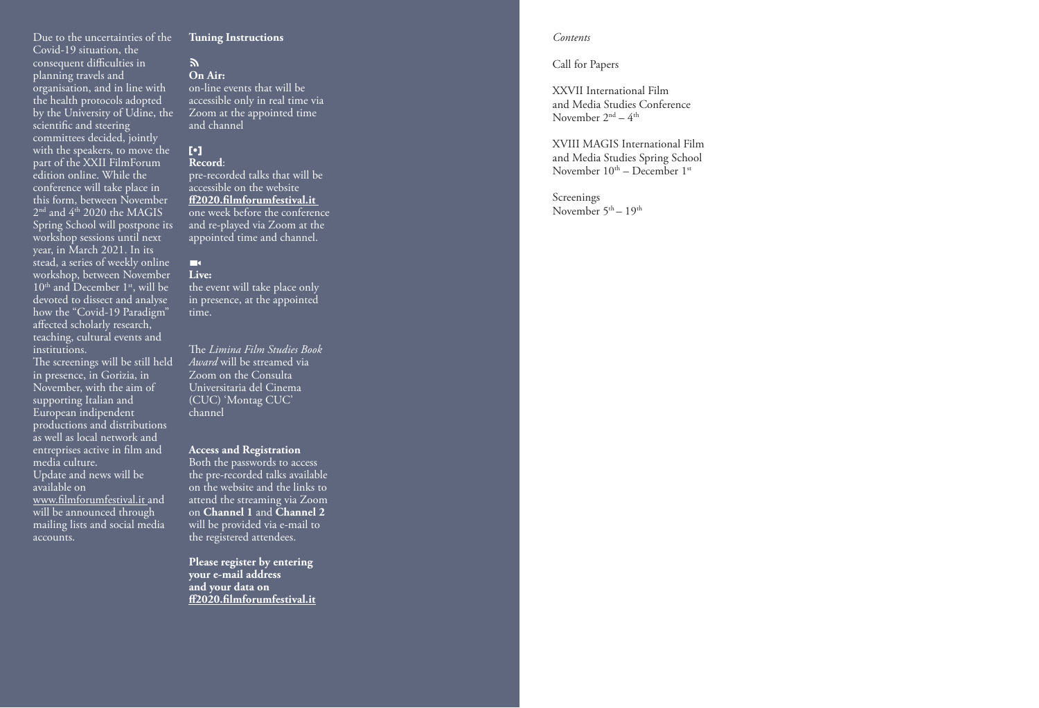Due to the uncertainties of the Covid-19 situation, the consequent difficulties in planning travels and organisation, and in line with the health protocols adopted by the University of Udine, the scientific and steering committees decided, jointly with the speakers, to move the part of the XXII FilmForum edition online. While the conference will take place in this form, between November 2nd and 4th 2020 the MAGIS Spring School will postpone its workshop sessions until next year, in March 2021. In its stead, a series of weekly online workshop, between November 10th and December 1st, will be devoted to dissect and analyse how the "Covid-19 Paradigm" affected scholarly research, teaching, cultural events and institutions.

The screenings will be still held in presence, in Gorizia, in November, with the aim of supporting Italian and European indipendent productions and distributions as well as local network and entreprises active in film and media culture.

Update and news will be available on www.filmforumfestival.it and will be announced through mailing lists and social media accounts.

**Tuning Instructions**

**On Air:**
on-line events that will be accessible only in real time via Zoom at the appointed time and channel

**Record**:
pre-recorded talks that will be accessible on the website **ff2020.filmforumfestival.it** one week before the conference and re-played via Zoom at the appointed time and channel.

**Live:**
the event will take place only in presence, at the appointed time.

The *Limina Film Studies Book Award* will be streamed via Zoom on the Consulta Universitaria del Cinema (CUC) 'Montag CUC' channel

**Access and Registration**

Both the passwords to access the pre-recorded talks available on the website and the links to attend the streaming via Zoom on **Channel 1** and **Channel 2** will be provided via e-mail to the registered attendees.

**Please register by entering your e-mail address and your data on ff2020.filmforumfestival.it**

*Contents*

Call for Papers

XXVII International Film and Media Studies Conference
November 2nd – 4th

XVIII MAGIS International Film and Media Studies Spring School
November 10th – December 1st

Screenings
November 5th – 19th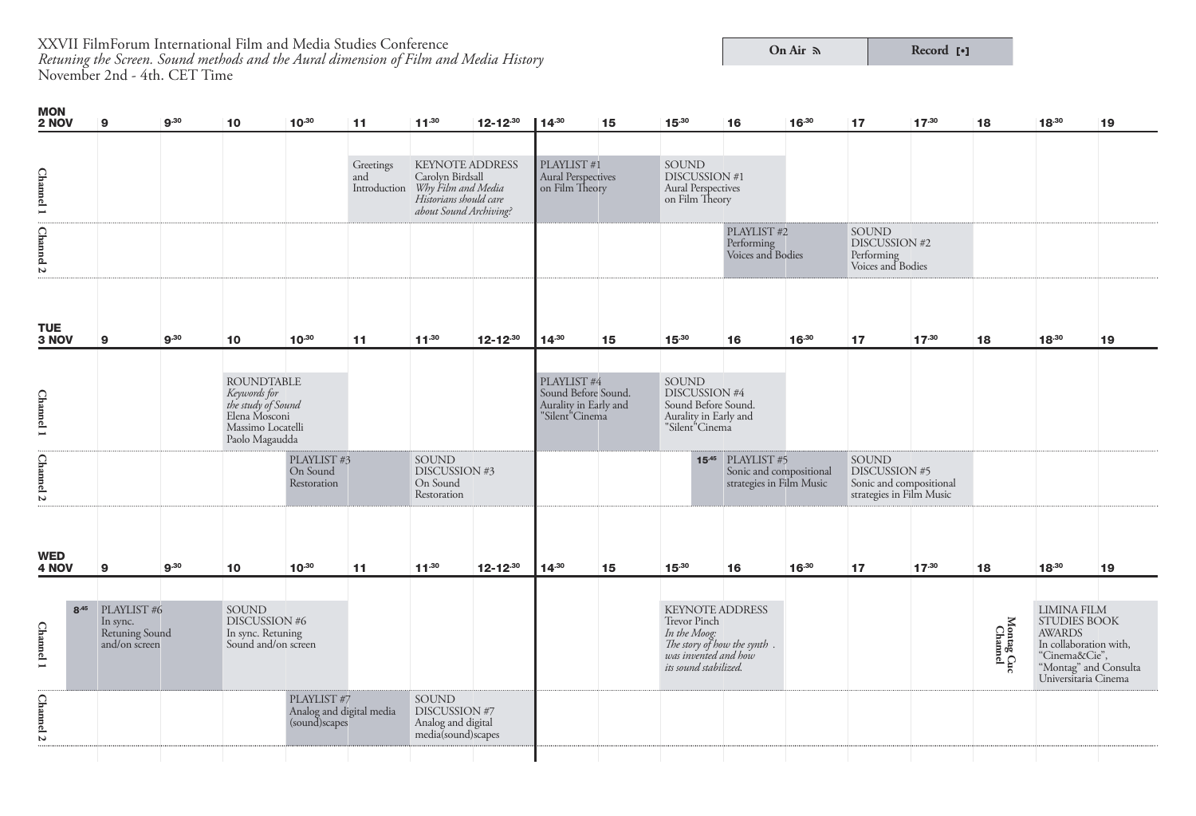XXVII FilmForum International Film and Media Studies Conference
*Retuning the Screen. Sound methods and the Aural dimension of Film and Media History*
November 2nd - 4th. CET Time

| On Air | Record [•] |
|---|---|

## MON 2 NOV

| Channel | Time | Event |
|---|---|---|
| Channel 1 | 11 | Greetings and Introduction |
| Channel 1 | 11:30 – 12:30 | KEYNOTE ADDRESS<br>Carolyn Birdsall<br>*Why Film and Media Historians should care about Sound Archiving?* |
| Channel 1 | 14:30 – 15:30 | PLAYLIST #1<br>Aural Perspectives on Film Theory |
| Channel 1 | 15:30 – 16:30 | SOUND DISCUSSION #1<br>Aural Perspectives on Film Theory |
| Channel 2 | 16 – 17 | PLAYLIST #2<br>Performing Voices and Bodies |
| Channel 2 | 17 – 18 | SOUND DISCUSSION #2<br>Performing Voices and Bodies |

## TUE 3 NOV

| Channel | Time | Event |
|---|---|---|
| Channel 1 | 10 – 11 | ROUNDTABLE<br>*Keywords for the study of Sound*<br>Elena Mosconi<br>Massimo Locatelli<br>Paolo Magaudda |
| Channel 1 | 14:30 – 15:30 | PLAYLIST #4<br>Sound Before Sound. Aurality in Early and "Silent"Cinema |
| Channel 1 | 15:30 – 16:30 | SOUND DISCUSSION #4<br>Sound Before Sound. Aurality in Early and "Silent"Cinema |
| Channel 2 | 10:30 – 11:30 | PLAYLIST #3<br>On Sound Restoration |
| Channel 2 | 11:30 – 12:30 | SOUND DISCUSSION #3<br>On Sound Restoration |
| Channel 2 | 15:45 – 17 | PLAYLIST #5<br>Sonic and compositional strategies in Film Music |
| Channel 2 | 17 – 18 | SOUND DISCUSSION #5<br>Sonic and compositional strategies in Film Music |

## WED 4 NOV

| Channel | Time | Event |
|---|---|---|
| Channel 1 | 8:45 – 10 | PLAYLIST #6<br>In sync. Retuning Sound and/on screen |
| Channel 1 | 10 – 11 | SOUND DISCUSSION #6<br>In sync. Retuning Sound and/on screen |
| Channel 1 | 15:30 – 16:30 | KEYNOTE ADDRESS<br>Trevor Pinch<br>*In the Moog: The story of how the synth . was invented and how its sound stabilized.* |
| Montag Cuc Chanel | 18:30 – 19:30 | LIMINA FILM STUDIES BOOK AWARDS<br>In collaboration with, "Cinema&Cie", "Montag" and Consulta Universitaria Cinema |
| Channel 2 | 10:30 – 11:30 | PLAYLIST #7<br>Analog and digital media (sound)scapes |
| Channel 2 | 11:30 – 12:30 | SOUND DISCUSSION #7<br>Analog and digital media(sound)scapes |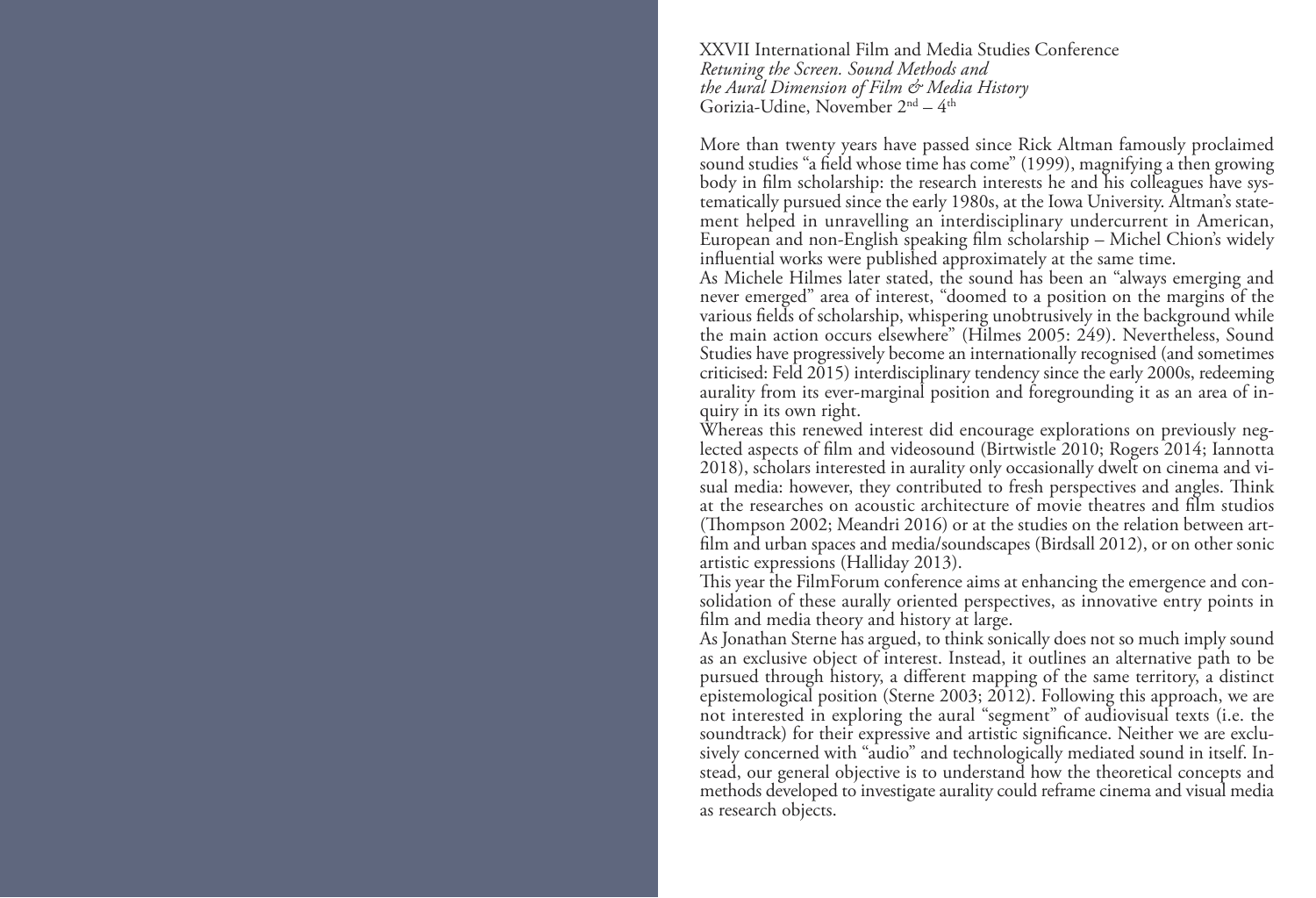XXVII International Film and Media Studies Conference
*Retuning the Screen. Sound Methods and the Aural Dimension of Film & Media History*
Gorizia-Udine, November 2nd – 4th

More than twenty years have passed since Rick Altman famously proclaimed sound studies "a field whose time has come" (1999), magnifying a then growing body in film scholarship: the research interests he and his colleagues have systematically pursued since the early 1980s, at the Iowa University. Altman's statement helped in unravelling an interdisciplinary undercurrent in American, European and non-English speaking film scholarship – Michel Chion's widely influential works were published approximately at the same time.

As Michele Hilmes later stated, the sound has been an "always emerging and never emerged" area of interest, "doomed to a position on the margins of the various fields of scholarship, whispering unobtrusively in the background while the main action occurs elsewhere" (Hilmes 2005: 249). Nevertheless, Sound Studies have progressively become an internationally recognised (and sometimes criticised: Feld 2015) interdisciplinary tendency since the early 2000s, redeeming aurality from its ever-marginal position and foregrounding it as an area of inquiry in its own right.

Whereas this renewed interest did encourage explorations on previously neglected aspects of film and videosound (Birtwistle 2010; Rogers 2014; Iannotta 2018), scholars interested in aurality only occasionally dwelt on cinema and visual media: however, they contributed to fresh perspectives and angles. Think at the researches on acoustic architecture of movie theatres and film studios (Thompson 2002; Meandri 2016) or at the studies on the relation between art-film and urban spaces and media/soundscapes (Birdsall 2012), or on other sonic artistic expressions (Halliday 2013).

This year the FilmForum conference aims at enhancing the emergence and consolidation of these aurally oriented perspectives, as innovative entry points in film and media theory and history at large.

As Jonathan Sterne has argued, to think sonically does not so much imply sound as an exclusive object of interest. Instead, it outlines an alternative path to be pursued through history, a different mapping of the same territory, a distinct epistemological position (Sterne 2003; 2012). Following this approach, we are not interested in exploring the aural "segment" of audiovisual texts (i.e. the soundtrack) for their expressive and artistic significance. Neither we are exclusively concerned with "audio" and technologically mediated sound in itself. Instead, our general objective is to understand how the theoretical concepts and methods developed to investigate aurality could reframe cinema and visual media as research objects.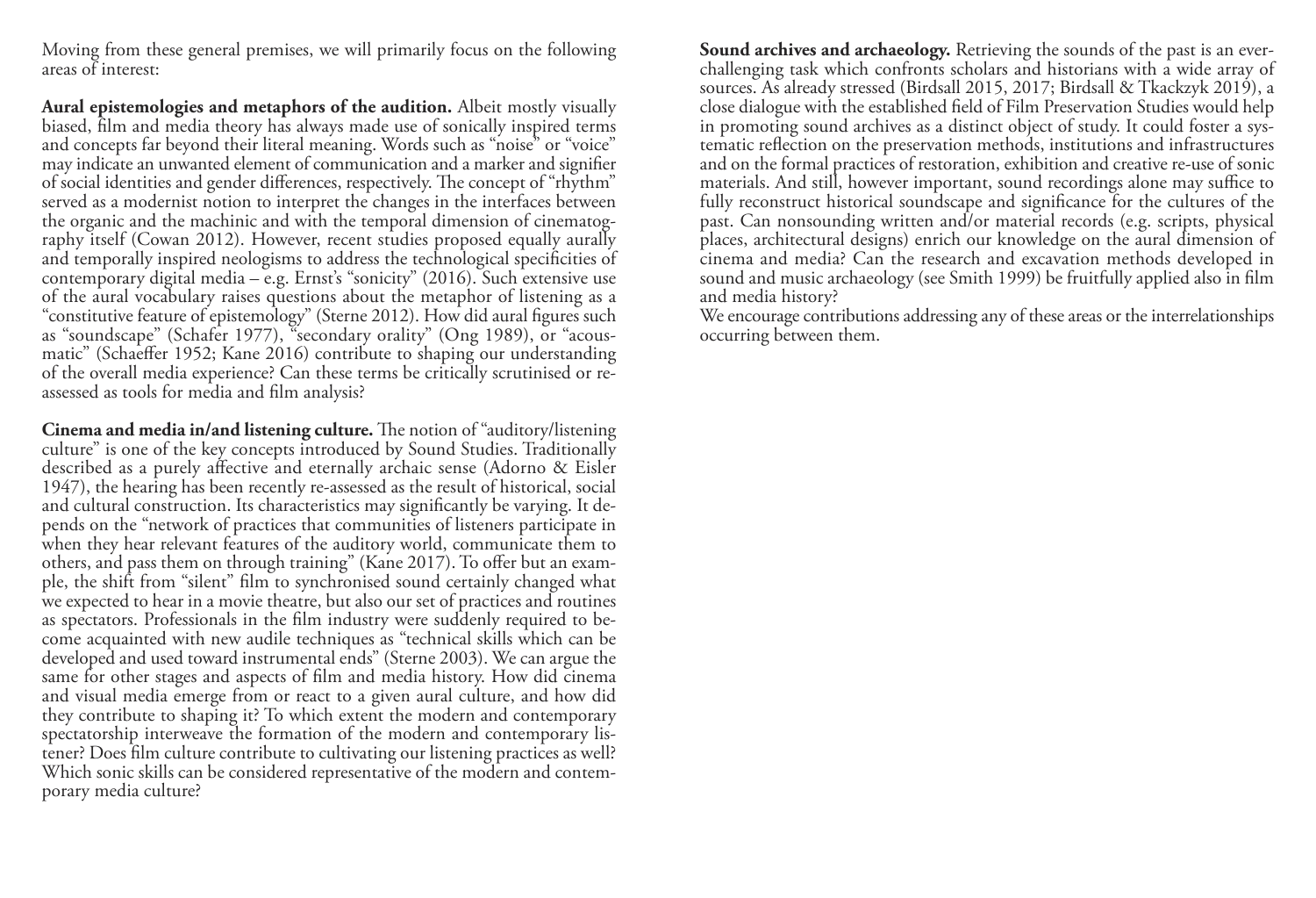Moving from these general premises, we will primarily focus on the following areas of interest:

**Aural epistemologies and metaphors of the audition.** Albeit mostly visually biased, film and media theory has always made use of sonically inspired terms and concepts far beyond their literal meaning. Words such as "noise" or "voice" may indicate an unwanted element of communication and a marker and signifier of social identities and gender differences, respectively. The concept of "rhythm" served as a modernist notion to interpret the changes in the interfaces between the organic and the machinic and with the temporal dimension of cinematography itself (Cowan 2012). However, recent studies proposed equally aurally and temporally inspired neologisms to address the technological specificities of contemporary digital media – e.g. Ernst's "sonicity" (2016). Such extensive use of the aural vocabulary raises questions about the metaphor of listening as a "constitutive feature of epistemology" (Sterne 2012). How did aural figures such as "soundscape" (Schafer 1977), "secondary orality" (Ong 1989), or "acousmatic" (Schaeffer 1952; Kane 2016) contribute to shaping our understanding of the overall media experience? Can these terms be critically scrutinised or re-assessed as tools for media and film analysis?

**Cinema and media in/and listening culture.** The notion of "auditory/listening culture" is one of the key concepts introduced by Sound Studies. Traditionally described as a purely affective and eternally archaic sense (Adorno & Eisler 1947), the hearing has been recently re-assessed as the result of historical, social and cultural construction. Its characteristics may significantly be varying. It depends on the "network of practices that communities of listeners participate in when they hear relevant features of the auditory world, communicate them to others, and pass them on through training" (Kane 2017). To offer but an example, the shift from "silent" film to synchronised sound certainly changed what we expected to hear in a movie theatre, but also our set of practices and routines as spectators. Professionals in the film industry were suddenly required to become acquainted with new audile techniques as "technical skills which can be developed and used toward instrumental ends" (Sterne 2003). We can argue the same for other stages and aspects of film and media history. How did cinema and visual media emerge from or react to a given aural culture, and how did they contribute to shaping it? To which extent the modern and contemporary spectatorship interweave the formation of the modern and contemporary listener? Does film culture contribute to cultivating our listening practices as well? Which sonic skills can be considered representative of the modern and contemporary media culture?

**Sound archives and archaeology.** Retrieving the sounds of the past is an ever-challenging task which confronts scholars and historians with a wide array of sources. As already stressed (Birdsall 2015, 2017; Birdsall & Tkackzyk 2019), a close dialogue with the established field of Film Preservation Studies would help in promoting sound archives as a distinct object of study. It could foster a systematic reflection on the preservation methods, institutions and infrastructures and on the formal practices of restoration, exhibition and creative re-use of sonic materials. And still, however important, sound recordings alone may suffice to fully reconstruct historical soundscape and significance for the cultures of the past. Can nonsounding written and/or material records (e.g. scripts, physical places, architectural designs) enrich our knowledge on the aural dimension of cinema and media? Can the research and excavation methods developed in sound and music archaeology (see Smith 1999) be fruitfully applied also in film and media history?

We encourage contributions addressing any of these areas or the interrelationships occurring between them.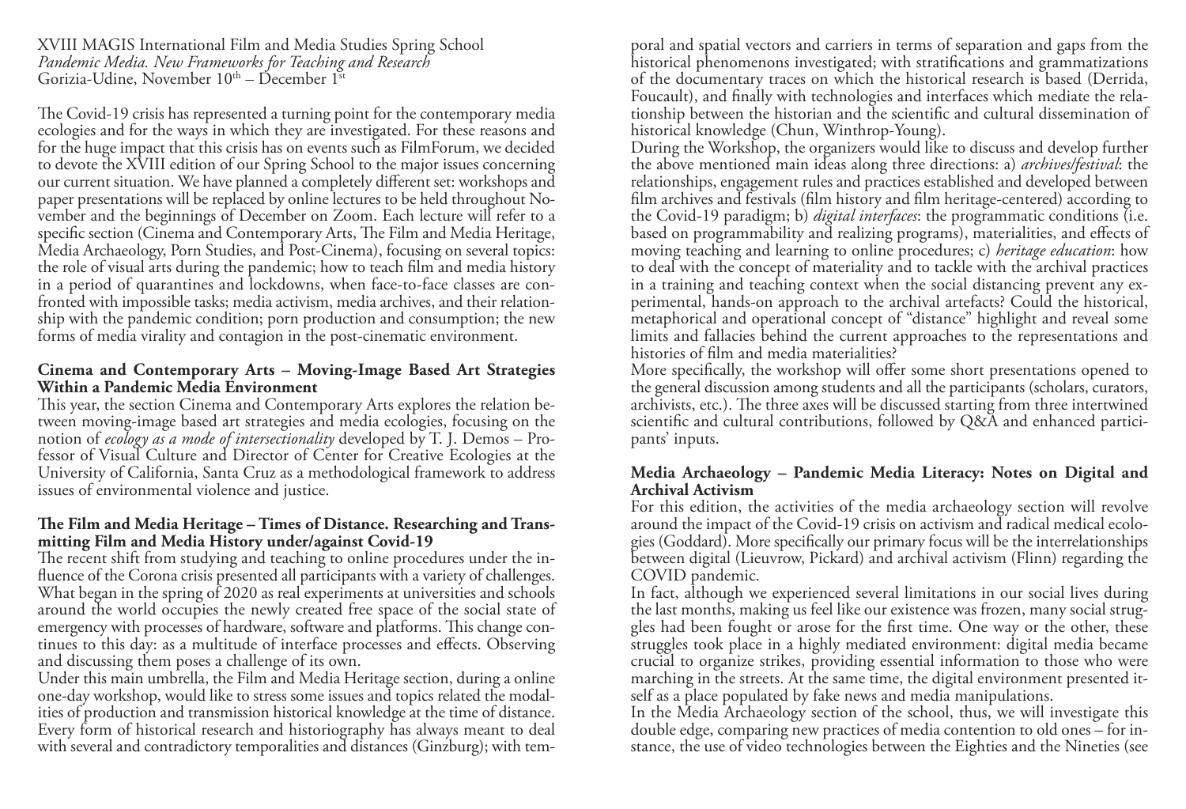XVIII MAGIS International Film and Media Studies Spring School
*Pandemic Media. New Frameworks for Teaching and Research*
Gorizia-Udine, November 10th – December 1st

The Covid-19 crisis has represented a turning point for the contemporary media ecologies and for the ways in which they are investigated. For these reasons and for the huge impact that this crisis has on events such as FilmForum, we decided to devote the XVIII edition of our Spring School to the major issues concerning our current situation. We have planned a completely different set: workshops and paper presentations will be replaced by online lectures to be held throughout November and the beginnings of December on Zoom. Each lecture will refer to a specific section (Cinema and Contemporary Arts, The Film and Media Heritage, Media Archaeology, Porn Studies, and Post-Cinema), focusing on several topics: the role of visual arts during the pandemic; how to teach film and media history in a period of quarantines and lockdowns, when face-to-face classes are confronted with impossible tasks; media activism, media archives, and their relationship with the pandemic condition; porn production and consumption; the new forms of media virality and contagion in the post-cinematic environment.

**Cinema and Contemporary Arts – Moving-Image Based Art Strategies Within a Pandemic Media Environment**

This year, the section Cinema and Contemporary Arts explores the relation between moving-image based art strategies and media ecologies, focusing on the notion of *ecology as a mode of intersectionality* developed by T. J. Demos – Professor of Visual Culture and Director of Center for Creative Ecologies at the University of California, Santa Cruz as a methodological framework to address issues of environmental violence and justice.

**The Film and Media Heritage – Times of Distance. Researching and Transmitting Film and Media History under/against Covid-19**

The recent shift from studying and teaching to online procedures under the influence of the Corona crisis presented all participants with a variety of challenges. What began in the spring of 2020 as real experiments at universities and schools around the world occupies the newly created free space of the social state of emergency with processes of hardware, software and platforms. This change continues to this day: as a multitude of interface processes and effects. Observing and discussing them poses a challenge of its own.

Under this main umbrella, the Film and Media Heritage section, during a online one-day workshop, would like to stress some issues and topics related the modalities of production and transmission historical knowledge at the time of distance. Every form of historical research and historiography has always meant to deal with several and contradictory temporalities and distances (Ginzburg); with temporal and spatial vectors and carriers in terms of separation and gaps from the historical phenomenons investigated; with stratifications and grammatizations of the documentary traces on which the historical research is based (Derrida, Foucault), and finally with technologies and interfaces which mediate the relationship between the historian and the scientific and cultural dissemination of historical knowledge (Chun, Winthrop-Young).

During the Workshop, the organizers would like to discuss and develop further the above mentioned main ideas along three directions: a) *archives/festival*: the relationships, engagement rules and practices established and developed between film archives and festivals (film history and film heritage-centered) according to the Covid-19 paradigm; b) *digital interfaces*: the programmatic conditions (i.e. based on programmability and realizing programs), materialities, and effects of moving teaching and learning to online procedures; c) *heritage education*: how to deal with the concept of materiality and to tackle with the archival practices in a training and teaching context when the social distancing prevent any experimental, hands-on approach to the archival artefacts? Could the historical, metaphorical and operational concept of "distance" highlight and reveal some limits and fallacies behind the current approaches to the representations and histories of film and media materialities?

More specifically, the workshop will offer some short presentations opened to the general discussion among students and all the participants (scholars, curators, archivists, etc.). The three axes will be discussed starting from three intertwined scientific and cultural contributions, followed by Q&A and enhanced participants' inputs.

**Media Archaeology – Pandemic Media Literacy: Notes on Digital and Archival Activism**

For this edition, the activities of the media archaeology section will revolve around the impact of the Covid-19 crisis on activism and radical medical ecologies (Goddard). More specifically our primary focus will be the interrelationships between digital (Lieuvrow, Pickard) and archival activism (Flinn) regarding the COVID pandemic.

In fact, although we experienced several limitations in our social lives during the last months, making us feel like our existence was frozen, many social struggles had been fought or arose for the first time. One way or the other, these struggles took place in a highly mediated environment: digital media became crucial to organize strikes, providing essential information to those who were marching in the streets. At the same time, the digital environment presented itself as a place populated by fake news and media manipulations.

In the Media Archaeology section of the school, thus, we will investigate this double edge, comparing new practices of media contention to old ones – for instance, the use of video technologies between the Eighties and the Nineties (see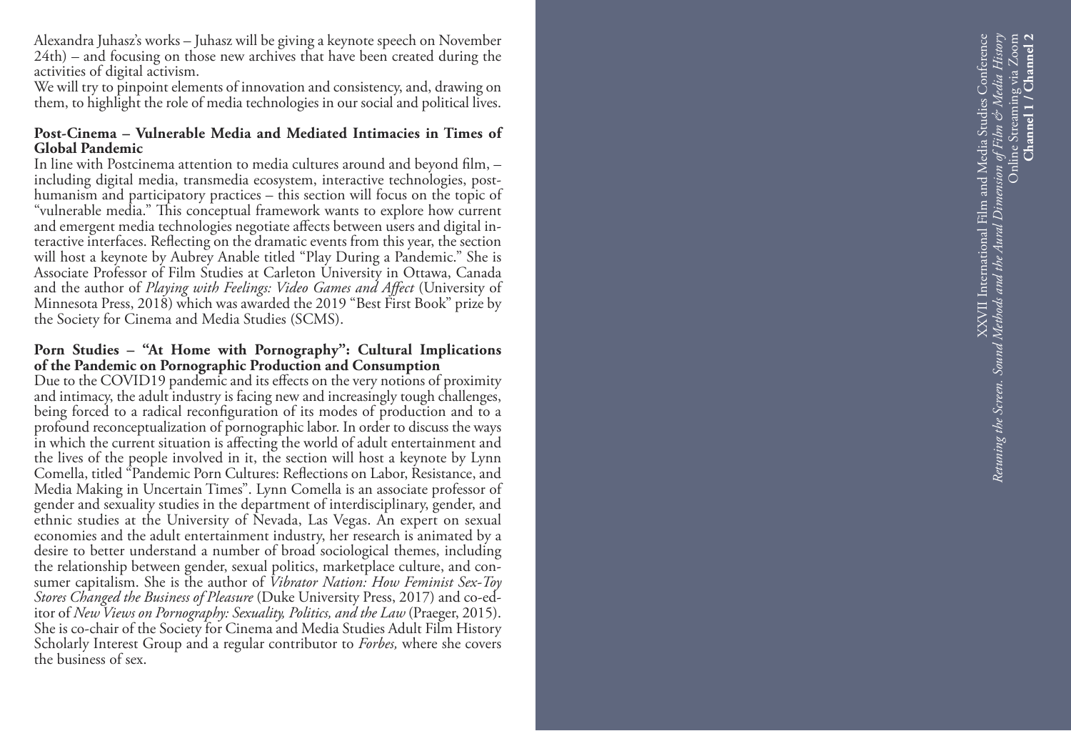Alexandra Juhasz's works – Juhasz will be giving a keynote speech on November 24th) – and focusing on those new archives that have been created during the activities of digital activism.

We will try to pinpoint elements of innovation and consistency, and, drawing on them, to highlight the role of media technologies in our social and political lives.

**Post-Cinema – Vulnerable Media and Mediated Intimacies in Times of Global Pandemic**

In line with Postcinema attention to media cultures around and beyond film, – including digital media, transmedia ecosystem, interactive technologies, post-humanism and participatory practices – this section will focus on the topic of "vulnerable media." This conceptual framework wants to explore how current and emergent media technologies negotiate affects between users and digital interactive interfaces. Reflecting on the dramatic events from this year, the section will host a keynote by Aubrey Anable titled "Play During a Pandemic." She is Associate Professor of Film Studies at Carleton University in Ottawa, Canada and the author of *Playing with Feelings: Video Games and Affect* (University of Minnesota Press, 2018) which was awarded the 2019 "Best First Book" prize by the Society for Cinema and Media Studies (SCMS).

**Porn Studies – "At Home with Pornography": Cultural Implications of the Pandemic on Pornographic Production and Consumption**

Due to the COVID19 pandemic and its effects on the very notions of proximity and intimacy, the adult industry is facing new and increasingly tough challenges, being forced to a radical reconfiguration of its modes of production and to a profound reconceptualization of pornographic labor. In order to discuss the ways in which the current situation is affecting the world of adult entertainment and the lives of the people involved in it, the section will host a keynote by Lynn Comella, titled "Pandemic Porn Cultures: Reflections on Labor, Resistance, and Media Making in Uncertain Times". Lynn Comella is an associate professor of gender and sexuality studies in the department of interdisciplinary, gender, and ethnic studies at the University of Nevada, Las Vegas. An expert on sexual economies and the adult entertainment industry, her research is animated by a desire to better understand a number of broad sociological themes, including the relationship between gender, sexual politics, marketplace culture, and consumer capitalism. She is the author of *Vibrator Nation: How Feminist Sex-Toy Stores Changed the Business of Pleasure* (Duke University Press, 2017) and co-editor of *New Views on Pornography: Sexuality, Politics, and the Law* (Praeger, 2015). She is co-chair of the Society for Cinema and Media Studies Adult Film History Scholarly Interest Group and a regular contributor to *Forbes,* where she covers the business of sex.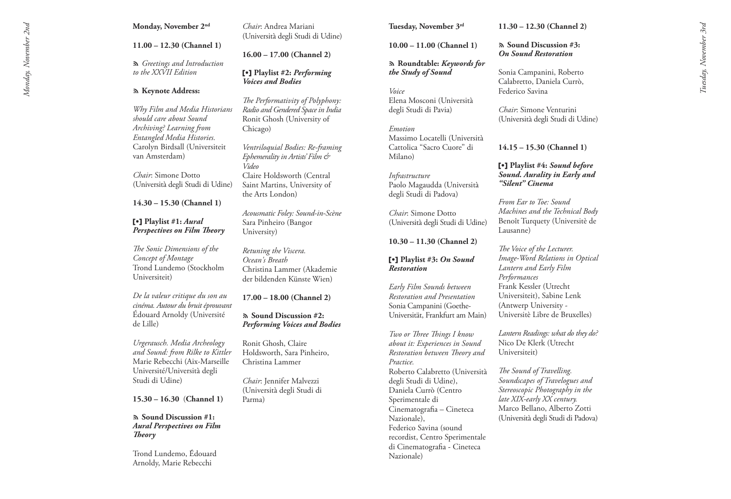## Monday, November 2nd

**11.00 – 12.30 (Channel 1)**

*Greetings and Introduction to the XXVII Edition*

**Keynote Address:**

*Why Film and Media Historians should care about Sound Archiving? Learning from Entangled Media Histories.*
Carolyn Birdsall (Universiteit van Amsterdam)

*Chair*: Simone Dotto (Università degli Studi di Udine)

**14.30 – 15.30 (Channel 1)**

**[•] Playlist #1:** ***Aural Perspectives on Film Theory***

*The Sonic Dimensions of the Concept of Montage*
Trond Lundemo (Stockholm Universiteit)

*De la valeur critique du son au cinéma. Autour du bruit éprouvant*
Édouard Arnoldy (Université de Lille)

*Urgerausch. Media Archeology and Sound: from Rilke to Kittler*
Marie Rebecchi (Aix-Marseille Université/Università degli Studi di Udine)

**15.30 – 16.30 (Channel 1)**

**Sound Discussion #1:** ***Aural Perspectives on Film Theory***

Trond Lundemo, Édouard Arnoldy, Marie Rebecchi

*Chair*: Andrea Mariani (Università degli Studi di Udine)

**16.00 – 17.00 (Channel 2)**

**[•] Playlist #2:** ***Performing Voices and Bodies***

*The Performativity of Polyphony: Radio and Gendered Space in India*
Ronit Ghosh (University of Chicago)

*Ventriloquial Bodies: Re-framing Ephemerality in Artists' Film & Video*
Claire Holdsworth (Central Saint Martins, University of the Arts London)

*Acousmatic Foley: Sound-in-Scène*
Sara Pinheiro (Bangor University)

*Retuning the Viscera. Ocean's Breath*
Christina Lammer (Akademie der bildenden Künste Wien)

**17.00 – 18.00 (Channel 2)**

**Sound Discussion #2:** ***Performing Voices and Bodies***

Ronit Ghosh, Claire Holdsworth, Sara Pinheiro, Christina Lammer

*Chair*: Jennifer Malvezzi (Università degli Studi di Parma)

## Tuesday, November 3rd

**10.00 – 11.00 (Channel 1)**

**Roundtable:** ***Keywords for the Study of Sound***

*Voice*
Elena Mosconi (Università degli Studi di Pavia)

*Emotion*
Massimo Locatelli (Università Cattolica "Sacro Cuore" di Milano)

*Infrastructure*
Paolo Magaudda (Università degli Studi di Padova)

*Chair*: Simone Dotto (Università degli Studi di Udine)

**10.30 – 11.30 (Channel 2)**

**[•] Playlist #3:** ***On Sound Restoration***

*Early Film Sounds between Restoration and Presentation*
Sonia Campanini (Goethe-Universität, Frankfurt am Main)

*Two or Three Things I know about it: Experiences in Sound Restoration between Theory and Practice.*
Roberto Calabretto (Università degli Studi di Udine),
Daniela Currò (Centro Sperimentale di Cinematografia – Cineteca Nazionale),
Federico Savina (sound recordist, Centro Sperimentale di Cinematografia - Cineteca Nazionale)

**11.30 – 12.30 (Channel 2)**

**Sound Discussion #3:** ***On Sound Restoration***

Sonia Campanini, Roberto Calabretto, Daniela Currò, Federico Savina

*Chair*: Simone Venturini (Università degli Studi di Udine)

**14.15 – 15.30 (Channel 1)**

**[•] Playlist #4:** ***Sound before Sound. Aurality in Early and "Silent" Cinema***

*From Ear to Toe: Sound Machines and the Technical Body*
Benoît Turquety (Universitè de Lausanne)

*The Voice of the Lecturer. Image-Word Relations in Optical Lantern and Early Film Performances*
Frank Kessler (Utrecht Universiteit), Sabine Lenk (Antwerp University - Universitè Libre de Bruxelles)

*Lantern Readings: what do they do?*
Nico De Klerk (Utrecht Universiteit)

*The Sound of Travelling. Soundscapes of Travelogues and Stereoscopic Photography in the late XIX-early XX century.*
Marco Bellano, Alberto Zotti (Università degli Studi di Padova)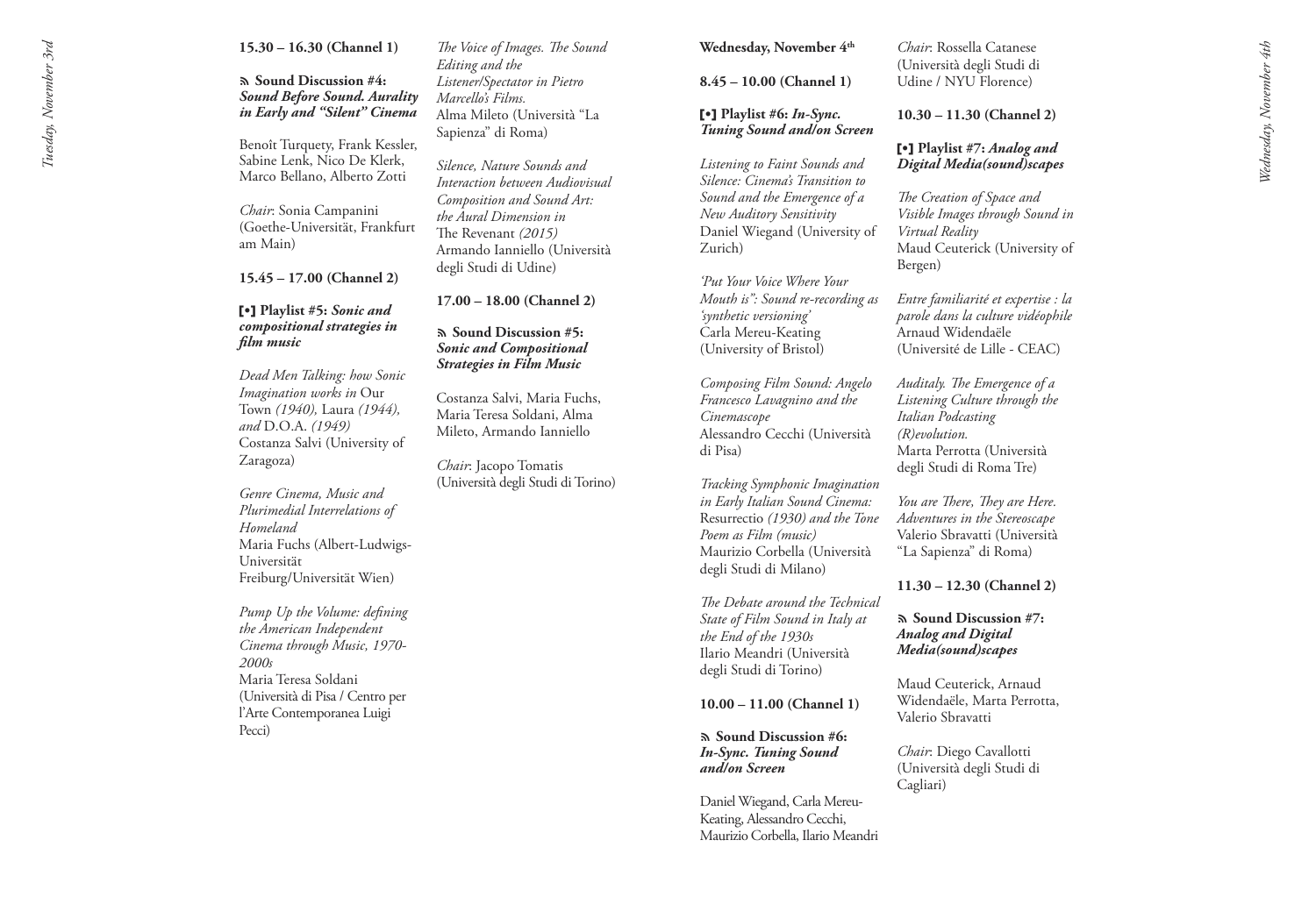**15.30 – 16.30 (Channel 1)**

**ঌ Sound Discussion #4:** ***Sound Before Sound. Aurality in Early and "Silent" Cinema***

Benoît Turquety, Frank Kessler, Sabine Lenk, Nico De Klerk, Marco Bellano, Alberto Zotti

*Chair*: Sonia Campanini (Goethe-Universität, Frankfurt am Main)

**15.45 – 17.00 (Channel 2)**

**[•] Playlist #5:** ***Sonic and compositional strategies in film music***

*Dead Men Talking: how Sonic Imagination works in* Our Town *(1940),* Laura *(1944), and* D.O.A. *(1949)*
Costanza Salvi (University of Zaragoza)

*Genre Cinema, Music and Plurimedial Interrelations of Homeland*
Maria Fuchs (Albert-Ludwigs-Universität Freiburg/Universität Wien)

*Pump Up the Volume: defining the American Independent Cinema through Music, 1970-2000s*
Maria Teresa Soldani (Università di Pisa / Centro per l'Arte Contemporanea Luigi Pecci)

*The Voice of Images. The Sound Editing and the Listener/Spectator in Pietro Marcello's Films.*
Alma Mileto (Università "La Sapienza" di Roma)

*Silence, Nature Sounds and Interaction between Audiovisual Composition and Sound Art: the Aural Dimension in* The Revenant *(2015)*
Armando Ianniello (Università degli Studi di Udine)

**17.00 – 18.00 (Channel 2)**

**ঌ Sound Discussion #5:** ***Sonic and Compositional Strategies in Film Music***

Costanza Salvi, Maria Fuchs, Maria Teresa Soldani, Alma Mileto, Armando Ianniello

*Chair*: Jacopo Tomatis (Università degli Studi di Torino)

**Wednesday, November 4th**

**8.45 – 10.00 (Channel 1)**

**[•] Playlist #6:** ***In-Sync. Tuning Sound and/on Screen***

*Listening to Faint Sounds and Silence: Cinema's Transition to Sound and the Emergence of a New Auditory Sensitivity*
Daniel Wiegand (University of Zurich)

*'Put Your Voice Where Your Mouth is": Sound re-recording as 'synthetic versioning'*
Carla Mereu-Keating (University of Bristol)

*Composing Film Sound: Angelo Francesco Lavagnino and the Cinemascope*
Alessandro Cecchi (Università di Pisa)

*Tracking Symphonic Imagination in Early Italian Sound Cinema:* Resurrectio *(1930) and the Tone Poem as Film (music)*
Maurizio Corbella (Università degli Studi di Milano)

*The Debate around the Technical State of Film Sound in Italy at the End of the 1930s*
Ilario Meandri (Università degli Studi di Torino)

**10.00 – 11.00 (Channel 1)**

**ঌ Sound Discussion #6:** ***In-Sync. Tuning Sound and/on Screen***

Daniel Wiegand, Carla Mereu-Keating, Alessandro Cecchi, Maurizio Corbella, Ilario Meandri

*Chair*: Rossella Catanese (Università degli Studi di Udine / NYU Florence)

**10.30 – 11.30 (Channel 2)**

**[•] Playlist #7:** ***Analog and Digital Media(sound)scapes***

*The Creation of Space and Visible Images through Sound in Virtual Reality*
Maud Ceuterick (University of Bergen)

*Entre familiarité et expertise : la parole dans la culture vidéophile*
Arnaud Widendaële (Université de Lille - CEAC)

*Auditaly. The Emergence of a Listening Culture through the Italian Podcasting (R)evolution.*
Marta Perrotta (Università degli Studi di Roma Tre)

*You are There, They are Here. Adventures in the Stereoscape*
Valerio Sbravatti (Università "La Sapienza" di Roma)

**11.30 – 12.30 (Channel 2)**

**ঌ Sound Discussion #7:** ***Analog and Digital Media(sound)scapes***

Maud Ceuterick, Arnaud Widendaële, Marta Perrotta, Valerio Sbravatti

*Chair*: Diego Cavallotti (Università degli Studi di Cagliari)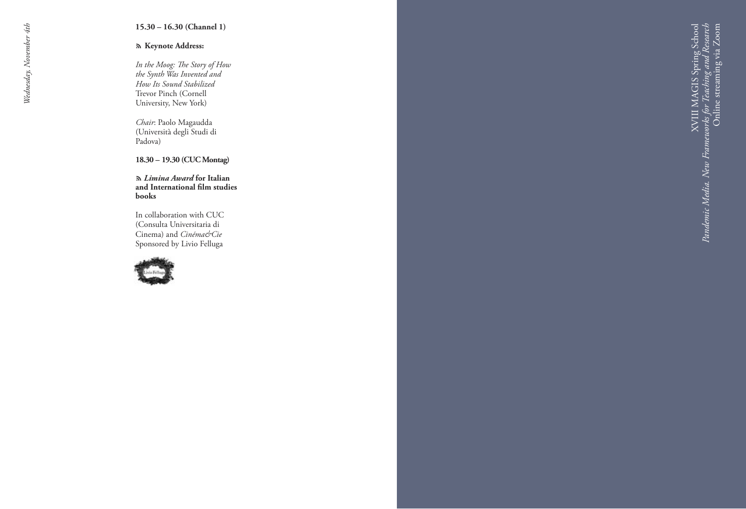*Wednesday, November 4th*

**15.30 – 16.30 (Channel 1)**

**Keynote Address:**

*In the Moog: The Story of How the Synth Was Invented and How Its Sound Stabilized*
Trevor Pinch (Cornell University, New York)

*Chair*: Paolo Magaudda (Università degli Studi di Padova)

**18.30 – 19.30 (CUC Montag)**

***Limina Award*** **for Italian and International film studies books**

In collaboration with CUC (Consulta Universitaria di Cinema) and *Cinéma&Cie*
Sponsored by Livio Felluga

XVIII MAGIS Spring School
*Pandemic Media. New Frameworks for Teaching and Research*
Online streaming via Zoom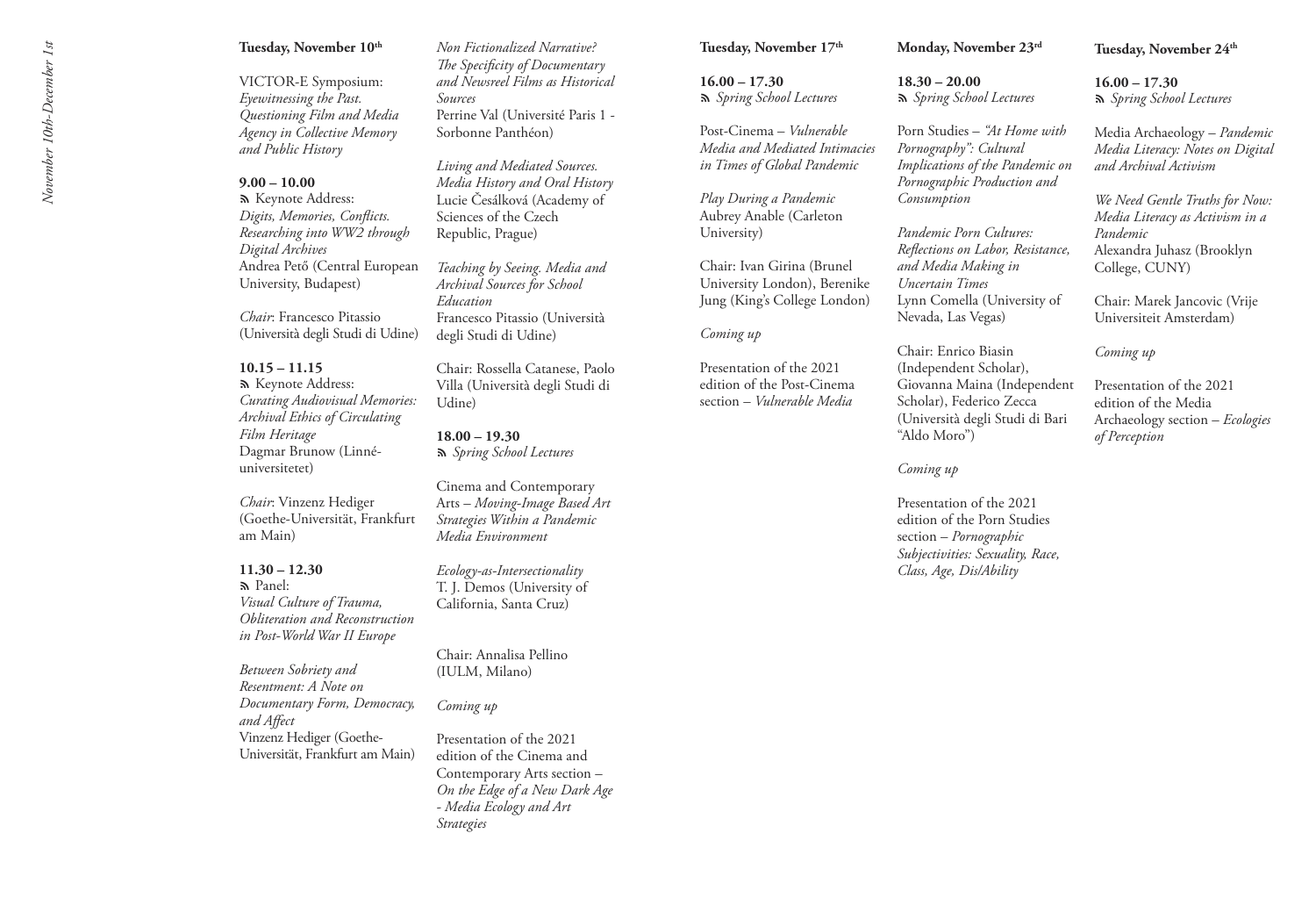## Tuesday, November 10th

VICTOR-E Symposium:
*Eyewitnessing the Past. Questioning Film and Media Agency in Collective Memory and Public History*

**9.00 – 10.00**
Keynote Address:
*Digits, Memories, Conflicts. Researching into WW2 through Digital Archives*
Andrea Pető (Central European University, Budapest)

*Chair*: Francesco Pitassio (Università degli Studi di Udine)

**10.15 – 11.15**
Keynote Address:
*Curating Audiovisual Memories: Archival Ethics of Circulating Film Heritage*
Dagmar Brunow (Linnéuniversitetet)

*Chair*: Vinzenz Hediger (Goethe-Universität, Frankfurt am Main)

**11.30 – 12.30**
Panel:
*Visual Culture of Trauma, Obliteration and Reconstruction in Post-World War II Europe*

*Between Sobriety and Resentment: A Note on Documentary Form, Democracy, and Affect*
Vinzenz Hediger (Goethe-Universität, Frankfurt am Main)

*Non Fictionalized Narrative? The Specificity of Documentary and Newsreel Films as Historical Sources*
Perrine Val (Université Paris 1 - Sorbonne Panthéon)

*Living and Mediated Sources. Media History and Oral History*
Lucie Česálková (Academy of Sciences of the Czech Republic, Prague)

*Teaching by Seeing. Media and Archival Sources for School Education*
Francesco Pitassio (Università degli Studi di Udine)

Chair: Rossella Catanese, Paolo Villa (Università degli Studi di Udine)

**18.00 – 19.30**
*Spring School Lectures*

Cinema and Contemporary Arts – *Moving-Image Based Art Strategies Within a Pandemic Media Environment*

*Ecology-as-Intersectionality*
T. J. Demos (University of California, Santa Cruz)

Chair: Annalisa Pellino (IULM, Milano)

*Coming up*

Presentation of the 2021 edition of the Cinema and Contemporary Arts section – *On the Edge of a New Dark Age - Media Ecology and Art Strategies*

## Tuesday, November 17th

**16.00 – 17.30**
*Spring School Lectures*

Post-Cinema – *Vulnerable Media and Mediated Intimacies in Times of Global Pandemic*

*Play During a Pandemic*
Aubrey Anable (Carleton University)

Chair: Ivan Girina (Brunel University London), Berenike Jung (King's College London)

*Coming up*

Presentation of the 2021 edition of the Post-Cinema section – *Vulnerable Media*

## Monday, November 23rd

**18.30 – 20.00**
*Spring School Lectures*

Porn Studies – *"At Home with Pornography": Cultural Implications of the Pandemic on Pornographic Production and Consumption*

*Pandemic Porn Cultures: Reflections on Labor, Resistance, and Media Making in Uncertain Times*
Lynn Comella (University of Nevada, Las Vegas)

Chair: Enrico Biasin (Independent Scholar), Giovanna Maina (Independent Scholar), Federico Zecca (Università degli Studi di Bari "Aldo Moro")

*Coming up*

Presentation of the 2021 edition of the Porn Studies section – *Pornographic Subjectivities: Sexuality, Race, Class, Age, Dis/Ability*

## Tuesday, November 24th

**16.00 – 17.30**
*Spring School Lectures*

Media Archaeology – *Pandemic Media Literacy: Notes on Digital and Archival Activism*

*We Need Gentle Truths for Now: Media Literacy as Activism in a Pandemic*
Alexandra Juhasz (Brooklyn College, CUNY)

Chair: Marek Jancovic (Vrije Universiteit Amsterdam)

*Coming up*

Presentation of the 2021 edition of the Media Archaeology section – *Ecologies of Perception*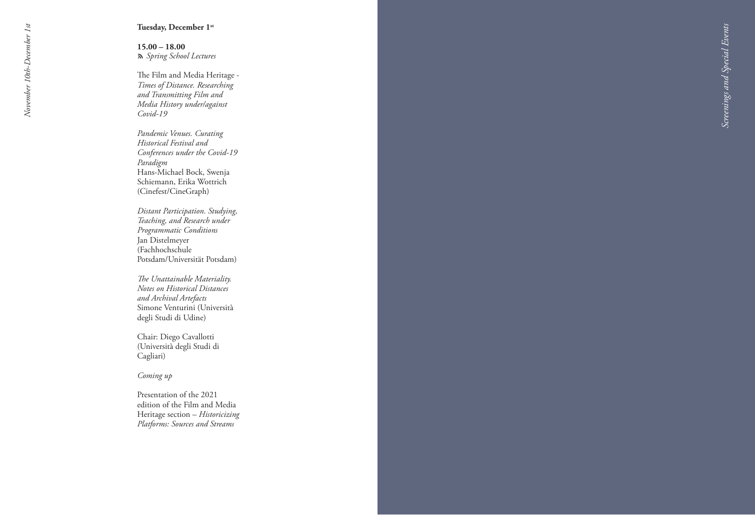**Tuesday, December 1st**

**15.00 – 18.00**
*Spring School Lectures*

The Film and Media Heritage - *Times of Distance. Researching and Transmitting Film and Media History under/against Covid-19*

*Pandemic Venues. Curating Historical Festival and Conferences under the Covid-19 Paradigm*
Hans-Michael Bock, Swenja Schiemann, Erika Wottrich (Cinefest/CineGraph)

*Distant Participation. Studying, Teaching, and Research under Programmatic Conditions*
Jan Distelmeyer (Fachhochschule Potsdam/Universität Potsdam)

*The Unattainable Materiality. Notes on Historical Distances and Archival Artefacts*
Simone Venturini (Università degli Studi di Udine)

Chair: Diego Cavallotti (Università degli Studi di Cagliari)

*Coming up*

Presentation of the 2021 edition of the Film and Media Heritage section – *Historicizing Platforms: Sources and Streams*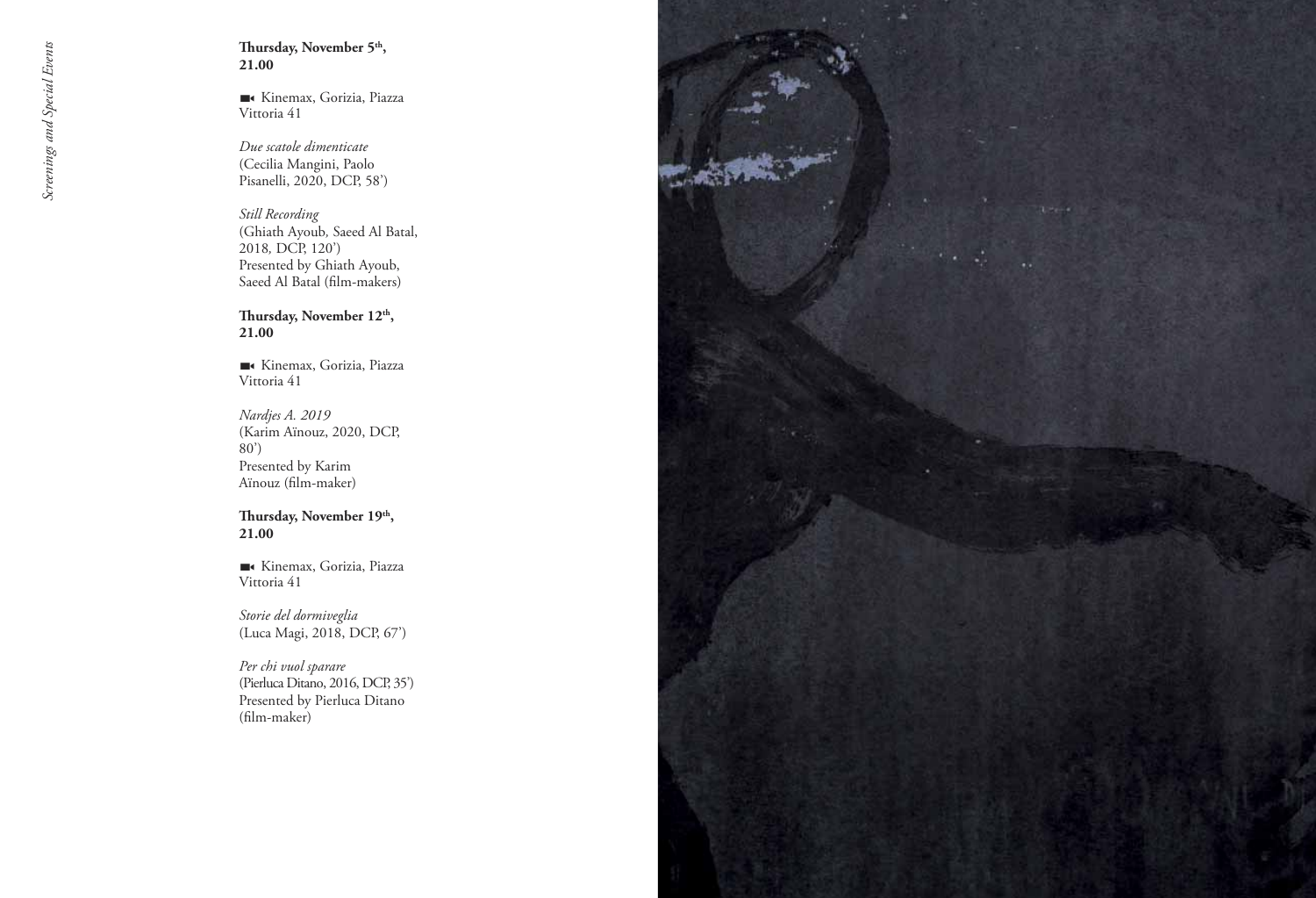**Thursday, November 5th, 21.00**

Kinemax, Gorizia, Piazza Vittoria 41

*Due scatole dimenticate*
(Cecilia Mangini, Paolo Pisanelli, 2020, DCP, 58')

*Still Recording*
(Ghiath Ayoub, Saeed Al Batal, 2018, DCP, 120')
Presented by Ghiath Ayoub, Saeed Al Batal (film-makers)

**Thursday, November 12th, 21.00**

Kinemax, Gorizia, Piazza Vittoria 41

*Nardjes A. 2019*
(Karim Aïnouz, 2020, DCP, 80')
Presented by Karim Aïnouz (film-maker)

**Thursday, November 19th, 21.00**

Kinemax, Gorizia, Piazza Vittoria 41

*Storie del dormiveglia*
(Luca Magi, 2018, DCP, 67')

*Per chi vuol sparare*
(Pierluca Ditano, 2016, DCP, 35')
Presented by Pierluca Ditano (film-maker)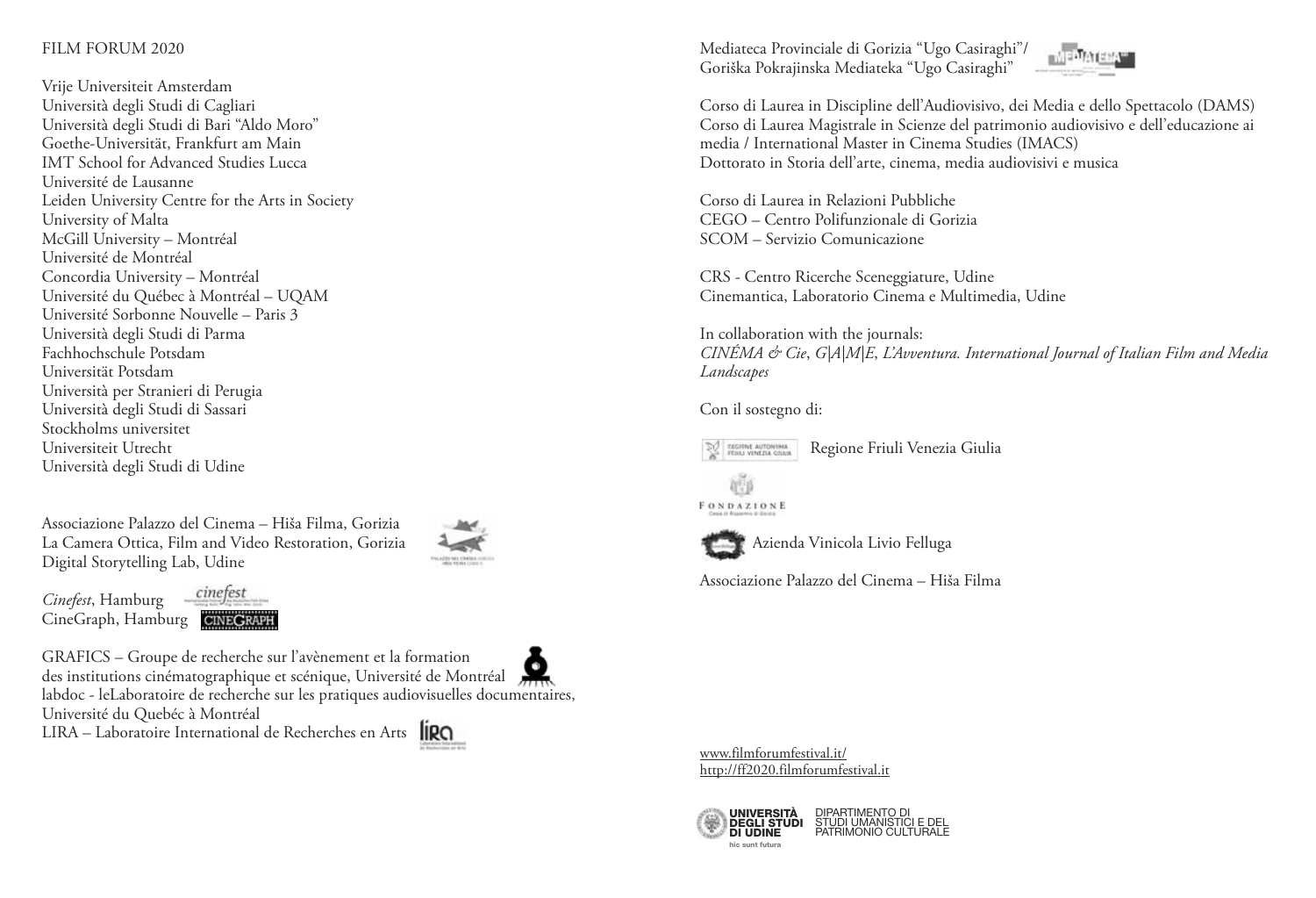FILM FORUM 2020

Vrije Universiteit Amsterdam
Università degli Studi di Cagliari
Università degli Studi di Bari "Aldo Moro"
Goethe-Universität, Frankfurt am Main
IMT School for Advanced Studies Lucca
Université de Lausanne
Leiden University Centre for the Arts in Society
University of Malta
McGill University – Montréal
Université de Montréal
Concordia University – Montréal
Université du Québec à Montréal – UQAM
Université Sorbonne Nouvelle – Paris 3
Università degli Studi di Parma
Fachhochschule Potsdam
Universität Potsdam
Università per Stranieri di Perugia
Università degli Studi di Sassari
Stockholms universitet
Universiteit Utrecht
Università degli Studi di Udine

Associazione Palazzo del Cinema – Hiša Filma, Gorizia
La Camera Ottica, Film and Video Restoration, Gorizia
Digital Storytelling Lab, Udine

*Cinefest*, Hamburg
CineGraph, Hamburg

GRAFICS – Groupe de recherche sur l'avènement et la formation des institutions cinématographique et scénique, Université de Montréal
labdoc - leLaboratoire de recherche sur les pratiques audiovisuelles documentaires, Université du Quebéc à Montréal
LIRA – Laboratoire International de Recherches en Arts

Mediateca Provinciale di Gorizia "Ugo Casiraghi"/
Goriška Pokrajinska Mediateka "Ugo Casiraghi"

Corso di Laurea in Discipline dell'Audiovisivo, dei Media e dello Spettacolo (DAMS)
Corso di Laurea Magistrale in Scienze del patrimonio audiovisivo e dell'educazione ai media / International Master in Cinema Studies (IMACS)
Dottorato in Storia dell'arte, cinema, media audiovisivi e musica

Corso di Laurea in Relazioni Pubbliche
CEGO – Centro Polifunzionale di Gorizia
SCOM – Servizio Comunicazione

CRS - Centro Ricerche Sceneggiature, Udine
Cinemantica, Laboratorio Cinema e Multimedia, Udine

In collaboration with the journals:
*CINÉMA & Cie*, *G|A|M|E*, *L'Avventura. International Journal of Italian Film and Media Landscapes*

Con il sostegno di:

Regione Friuli Venezia Giulia

FONDAZIONE

Azienda Vinicola Livio Felluga

Associazione Palazzo del Cinema – Hiša Filma

www.filmforumfestival.it/
http://ff2020.filmforumfestival.it

UNIVERSITÀ DEGLI STUDI DI UDINE
hic sunt futura
DIPARTIMENTO DI STUDI UMANISTICI E DEL PATRIMONIO CULTURALE